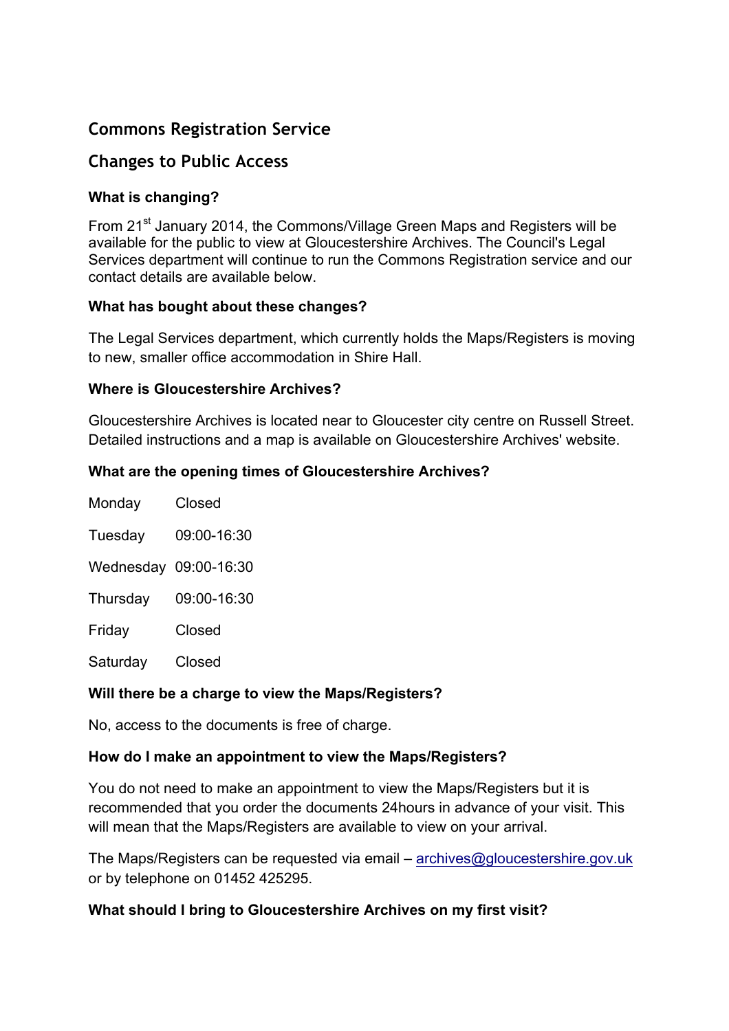# Commons Registration Service

## Changes to Public Access

### What is changing?

From 21st January 2014, the Commons/Village Green Maps and Registers will be available for the public to view at Gloucestershire Archives. The Council's Legal Services department will continue to run the Commons Registration service and our contact details are available below.

### What has bought about these changes?

The Legal Services department, which currently holds the Maps/Registers is moving to new, smaller office accommodation in Shire Hall.

### Where is Gloucestershire Archives?

Gloucestershire Archives is located near to Gloucester city centre on Russell Street. Detailed instructions and a map is available on Gloucestershire Archives' website.

### What are the opening times of Gloucestershire Archives?

| | |
|---|---|
| Monday | Closed |
| Tuesday | 09:00-16:30 |
| Wednesday | 09:00-16:30 |
| Thursday | 09:00-16:30 |
| Friday | Closed |
| Saturday | Closed |

### Will there be a charge to view the Maps/Registers?

No, access to the documents is free of charge.

### How do I make an appointment to view the Maps/Registers?

You do not need to make an appointment to view the Maps/Registers but it is recommended that you order the documents 24hours in advance of your visit. This will mean that the Maps/Registers are available to view on your arrival.

The Maps/Registers can be requested via email – archives@gloucestershire.gov.uk or by telephone on 01452 425295.

### What should I bring to Gloucestershire Archives on my first visit?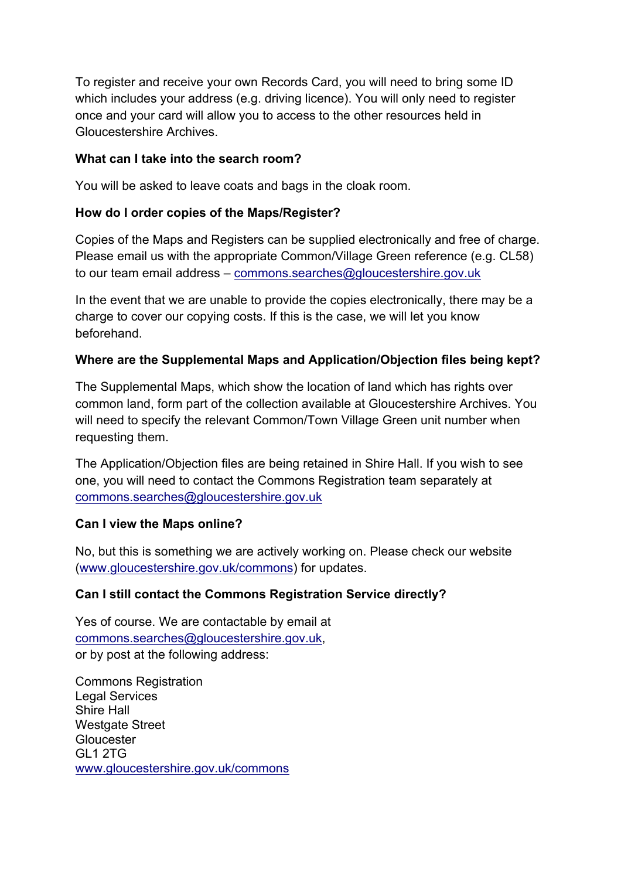To register and receive your own Records Card, you will need to bring some ID which includes your address (e.g. driving licence). You will only need to register once and your card will allow you to access to the other resources held in Gloucestershire Archives.

**What can I take into the search room?**

You will be asked to leave coats and bags in the cloak room.

**How do I order copies of the Maps/Register?**

Copies of the Maps and Registers can be supplied electronically and free of charge. Please email us with the appropriate Common/Village Green reference (e.g. CL58) to our team email address – commons.searches@gloucestershire.gov.uk

In the event that we are unable to provide the copies electronically, there may be a charge to cover our copying costs. If this is the case, we will let you know beforehand.

**Where are the Supplemental Maps and Application/Objection files being kept?**

The Supplemental Maps, which show the location of land which has rights over common land, form part of the collection available at Gloucestershire Archives. You will need to specify the relevant Common/Town Village Green unit number when requesting them.

The Application/Objection files are being retained in Shire Hall. If you wish to see one, you will need to contact the Commons Registration team separately at commons.searches@gloucestershire.gov.uk

**Can I view the Maps online?**

No, but this is something we are actively working on. Please check our website (www.gloucestershire.gov.uk/commons) for updates.

**Can I still contact the Commons Registration Service directly?**

Yes of course. We are contactable by email at commons.searches@gloucestershire.gov.uk,
or by post at the following address:

Commons Registration
Legal Services
Shire Hall
Westgate Street
Gloucester
GL1 2TG
www.gloucestershire.gov.uk/commons